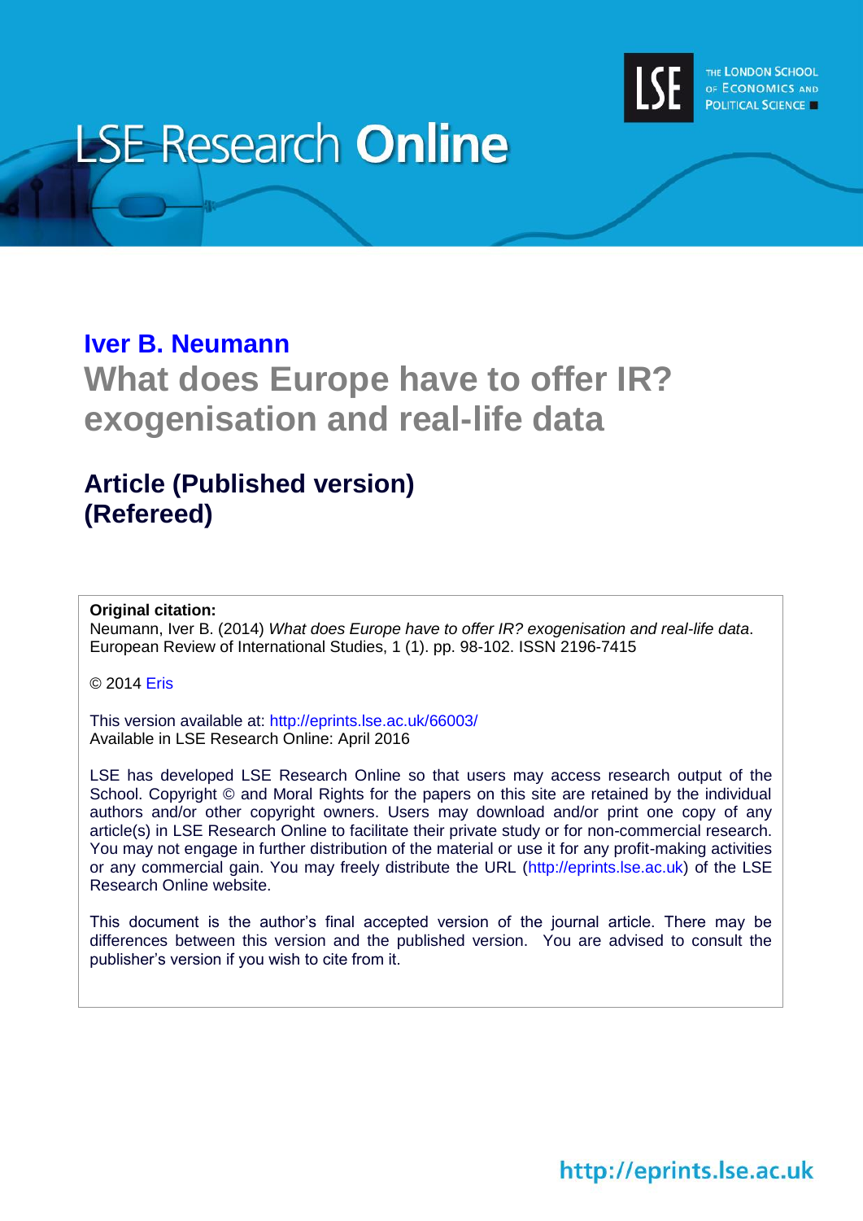# LSE Research Online

## Iver B. Neumann

# What does Europe have to offer IR? exogenisation and real-life data

## Article (Published version) (Refereed)

**Original citation:**
Neumann, Iver B. (2014) *What does Europe have to offer IR? exogenisation and real-life data*. European Review of International Studies, 1 (1). pp. 98-102. ISSN 2196-7415

© 2014 Eris

This version available at: http://eprints.lse.ac.uk/66003/
Available in LSE Research Online: April 2016

LSE has developed LSE Research Online so that users may access research output of the School. Copyright © and Moral Rights for the papers on this site are retained by the individual authors and/or other copyright owners. Users may download and/or print one copy of any article(s) in LSE Research Online to facilitate their private study or for non-commercial research. You may not engage in further distribution of the material or use it for any profit-making activities or any commercial gain. You may freely distribute the URL (http://eprints.lse.ac.uk) of the LSE Research Online website.

This document is the author's final accepted version of the journal article. There may be differences between this version and the published version. You are advised to consult the publisher's version if you wish to cite from it.

http://eprints.lse.ac.uk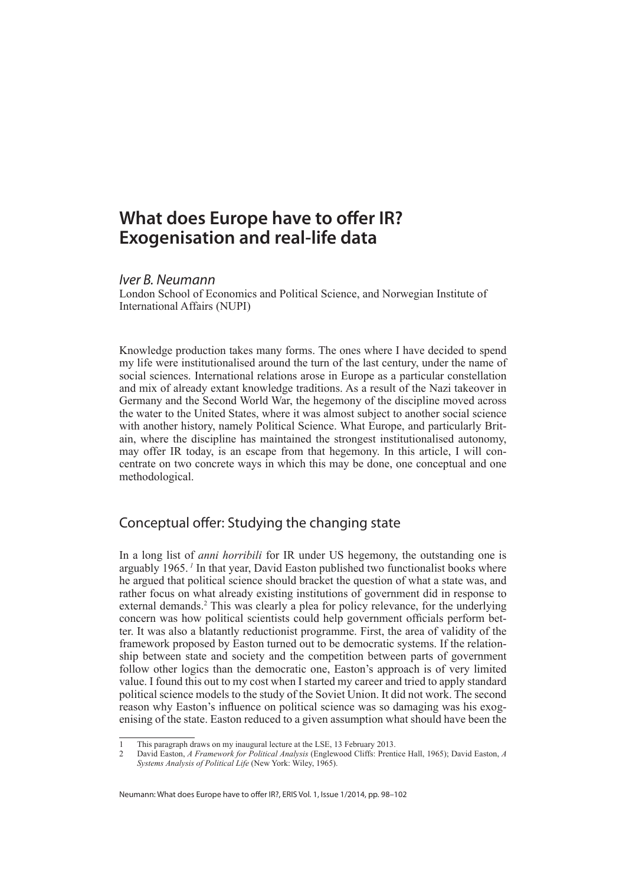# What does Europe have to offer IR? Exogenisation and real-life data

*Iver B. Neumann*

London School of Economics and Political Science, and Norwegian Institute of International Affairs (NUPI)

Knowledge production takes many forms. The ones where I have decided to spend my life were institutionalised around the turn of the last century, under the name of social sciences. International relations arose in Europe as a particular constellation and mix of already extant knowledge traditions. As a result of the Nazi takeover in Germany and the Second World War, the hegemony of the discipline moved across the water to the United States, where it was almost subject to another social science with another history, namely Political Science. What Europe, and particularly Britain, where the discipline has maintained the strongest institutionalised autonomy, may offer IR today, is an escape from that hegemony. In this article, I will concentrate on two concrete ways in which this may be done, one conceptual and one methodological.

## Conceptual offer: Studying the changing state

In a long list of *anni horribili* for IR under US hegemony, the outstanding one is arguably 1965.[1] In that year, David Easton published two functionalist books where he argued that political science should bracket the question of what a state was, and rather focus on what already existing institutions of government did in response to external demands.[2] This was clearly a plea for policy relevance, for the underlying concern was how political scientists could help government officials perform better. It was also a blatantly reductionist programme. First, the area of validity of the framework proposed by Easton turned out to be democratic systems. If the relationship between state and society and the competition between parts of government follow other logics than the democratic one, Easton's approach is of very limited value. I found this out to my cost when I started my career and tried to apply standard political science models to the study of the Soviet Union. It did not work. The second reason why Easton's influence on political science was so damaging was his exogenising of the state. Easton reduced to a given assumption what should have been the

---

1 This paragraph draws on my inaugural lecture at the LSE, 13 February 2013.

2 David Easton, *A Framework for Political Analysis* (Englewood Cliffs: Prentice Hall, 1965); David Easton, *A Systems Analysis of Political Life* (New York: Wiley, 1965).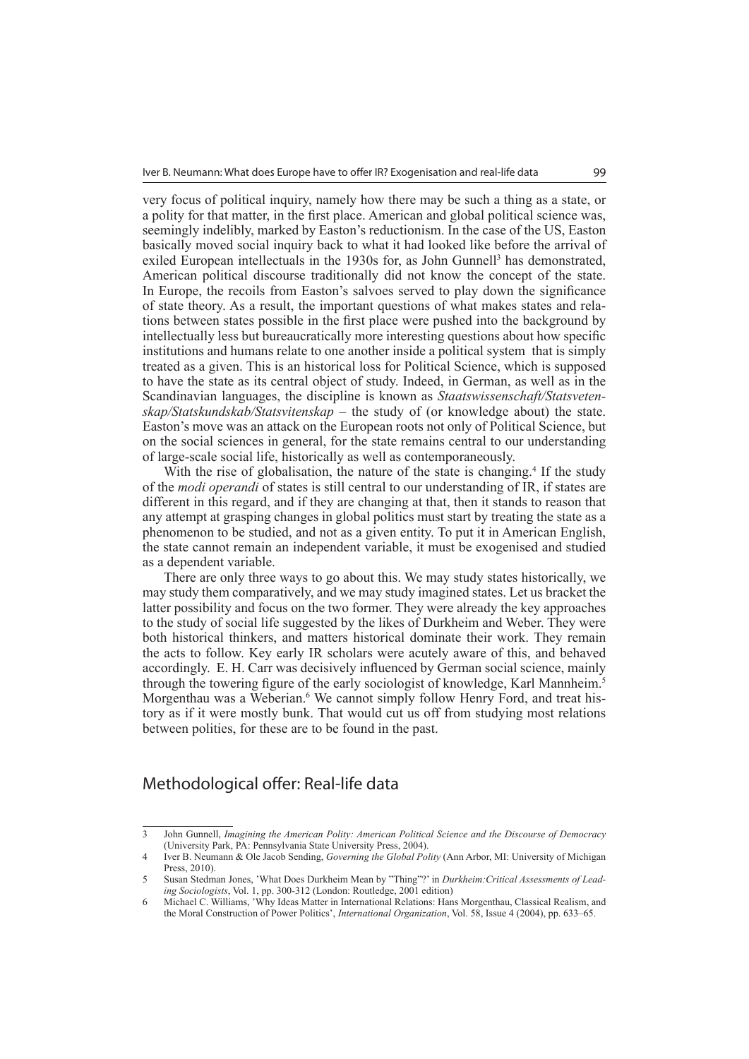very focus of political inquiry, namely how there may be such a thing as a state, or a polity for that matter, in the first place. American and global political science was, seemingly indelibly, marked by Easton's reductionism. In the case of the US, Easton basically moved social inquiry back to what it had looked like before the arrival of exiled European intellectuals in the 1930s for, as John Gunnell[3] has demonstrated, American political discourse traditionally did not know the concept of the state. In Europe, the recoils from Easton's salvoes served to play down the significance of state theory. As a result, the important questions of what makes states and relations between states possible in the first place were pushed into the background by intellectually less but bureaucratically more interesting questions about how specific institutions and humans relate to one another inside a political system that is simply treated as a given. This is an historical loss for Political Science, which is supposed to have the state as its central object of study. Indeed, in German, as well as in the Scandinavian languages, the discipline is known as *Staatswissenschaft/Statsvetenskap/Statskundskab/Statsvitenskap* – the study of (or knowledge about) the state. Easton's move was an attack on the European roots not only of Political Science, but on the social sciences in general, for the state remains central to our understanding of large-scale social life, historically as well as contemporaneously.

With the rise of globalisation, the nature of the state is changing.[4] If the study of the *modi operandi* of states is still central to our understanding of IR, if states are different in this regard, and if they are changing at that, then it stands to reason that any attempt at grasping changes in global politics must start by treating the state as a phenomenon to be studied, and not as a given entity. To put it in American English, the state cannot remain an independent variable, it must be exogenised and studied as a dependent variable.

There are only three ways to go about this. We may study states historically, we may study them comparatively, and we may study imagined states. Let us bracket the latter possibility and focus on the two former. They were already the key approaches to the study of social life suggested by the likes of Durkheim and Weber. They were both historical thinkers, and matters historical dominate their work. They remain the acts to follow. Key early IR scholars were acutely aware of this, and behaved accordingly. E. H. Carr was decisively influenced by German social science, mainly through the towering figure of the early sociologist of knowledge, Karl Mannheim.[5] Morgenthau was a Weberian.[6] We cannot simply follow Henry Ford, and treat history as if it were mostly bunk. That would cut us off from studying most relations between polities, for these are to be found in the past.

## Methodological offer: Real-life data

---

3 John Gunnell, *Imagining the American Polity: American Political Science and the Discourse of Democracy* (University Park, PA: Pennsylvania State University Press, 2004).

4 Iver B. Neumann & Ole Jacob Sending, *Governing the Global Polity* (Ann Arbor, MI: University of Michigan Press, 2010).

5 Susan Stedman Jones, 'What Does Durkheim Mean by "Thing"?' in *Durkheim:Critical Assessments of Leading Sociologists*, Vol. 1, pp. 300-312 (London: Routledge, 2001 edition)

6 Michael C. Williams, 'Why Ideas Matter in International Relations: Hans Morgenthau, Classical Realism, and the Moral Construction of Power Politics', *International Organization*, Vol. 58, Issue 4 (2004), pp. 633–65.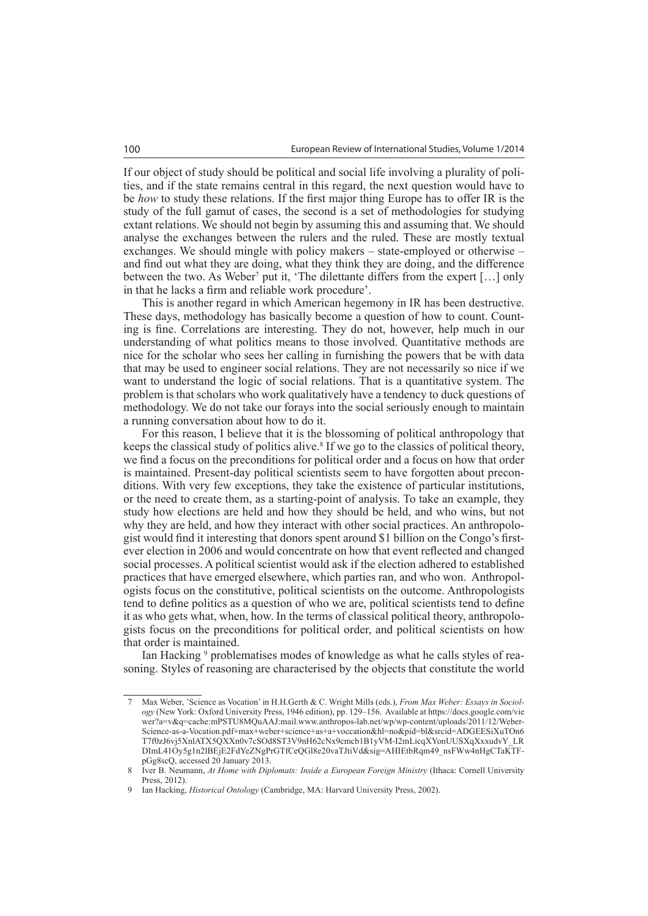If our object of study should be political and social life involving a plurality of polities, and if the state remains central in this regard, the next question would have to be *how* to study these relations. If the first major thing Europe has to offer IR is the study of the full gamut of cases, the second is a set of methodologies for studying extant relations. We should not begin by assuming this and assuming that. We should analyse the exchanges between the rulers and the ruled. These are mostly textual exchanges. We should mingle with policy makers – state-employed or otherwise – and find out what they are doing, what they think they are doing, and the difference between the two. As Weber[7] put it, 'The dilettante differs from the expert […] only in that he lacks a firm and reliable work procedure'.

This is another regard in which American hegemony in IR has been destructive. These days, methodology has basically become a question of how to count. Counting is fine. Correlations are interesting. They do not, however, help much in our understanding of what politics means to those involved. Quantitative methods are nice for the scholar who sees her calling in furnishing the powers that be with data that may be used to engineer social relations. They are not necessarily so nice if we want to understand the logic of social relations. That is a quantitative system. The problem is that scholars who work qualitatively have a tendency to duck questions of methodology. We do not take our forays into the social seriously enough to maintain a running conversation about how to do it.

For this reason, I believe that it is the blossoming of political anthropology that keeps the classical study of politics alive.[8] If we go to the classics of political theory, we find a focus on the preconditions for political order and a focus on how that order is maintained. Present-day political scientists seem to have forgotten about preconditions. With very few exceptions, they take the existence of particular institutions, or the need to create them, as a starting-point of analysis. To take an example, they study how elections are held and how they should be held, and who wins, but not why they are held, and how they interact with other social practices. An anthropologist would find it interesting that donors spent around $1 billion on the Congo's first-ever election in 2006 and would concentrate on how that event reflected and changed social processes. A political scientist would ask if the election adhered to established practices that have emerged elsewhere, which parties ran, and who won. Anthropologists focus on the constitutive, political scientists on the outcome. Anthropologists tend to define politics as a question of who we are, political scientists tend to define it as who gets what, when, how. In the terms of classical political theory, anthropologists focus on the preconditions for political order, and political scientists on how that order is maintained.

Ian Hacking [9] problematises modes of knowledge as what he calls styles of reasoning. Styles of reasoning are characterised by the objects that constitute the world

---

7 Max Weber, 'Science as Vocation' in H.H.Gerth & C. Wright Mills (eds.), *From Max Weber: Essays in Sociology* (New York: Oxford University Press, 1946 edition), pp. 129–156. Available at https://docs.google.com/viewer?a=v&q=cache:mPSTU8MQuAAJ:mail.www.anthropos-lab.net/wp/wp-content/uploads/2011/12/Weber-Science-as-a-Vocation.pdf+max+weber+science+as+a+voccation&hl=no&pid=bl&srcid=ADGEESiXuTOn6T7f0zJ6vj5XnlATX5QXXn0v7cSOd8ST3V9nH62cNx9cmcb1B1yVM-I2mLicqXYonUUSXqXxxudvY_LRDImL41Oy5g1n2lBEjE2FdYeZNgPrGTfCeQGl8e20vaTJtiVd&sig=AHIEtbRqm49_nsFWw4nHgCTaKTF-pGg8scQ, accessed 20 January 2013.

8 Iver B. Neumann, *At Home with Diplomats: Inside a European Foreign Ministry* (Ithaca: Cornell University Press, 2012).

9 Ian Hacking, *Historical Ontology* (Cambridge, MA: Harvard University Press, 2002).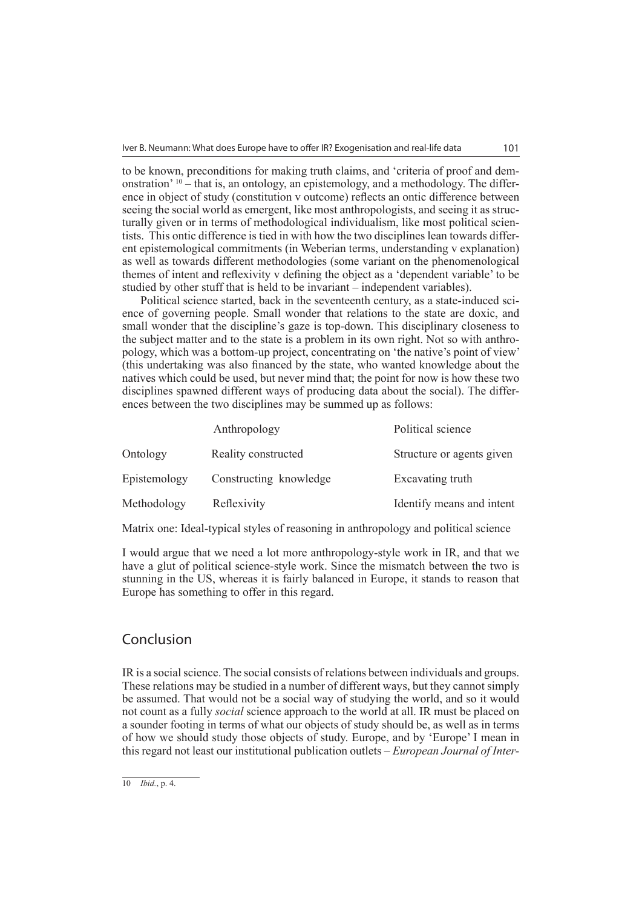to be known, preconditions for making truth claims, and 'criteria of proof and demonstration' [10] – that is, an ontology, an epistemology, and a methodology. The difference in object of study (constitution v outcome) reflects an ontic difference between seeing the social world as emergent, like most anthropologists, and seeing it as structurally given or in terms of methodological individualism, like most political scientists. This ontic difference is tied in with how the two disciplines lean towards different epistemological commitments (in Weberian terms, understanding v explanation) as well as towards different methodologies (some variant on the phenomenological themes of intent and reflexivity v defining the object as a 'dependent variable' to be studied by other stuff that is held to be invariant – independent variables).

Political science started, back in the seventeenth century, as a state-induced science of governing people. Small wonder that relations to the state are doxic, and small wonder that the discipline's gaze is top-down. This disciplinary closeness to the subject matter and to the state is a problem in its own right. Not so with anthropology, which was a bottom-up project, concentrating on 'the native's point of view' (this undertaking was also financed by the state, who wanted knowledge about the natives which could be used, but never mind that; the point for now is how these two disciplines spawned different ways of producing data about the social). The differences between the two disciplines may be summed up as follows:

| | Anthropology | Political science |
|---|---|---|
| Ontology | Reality constructed | Structure or agents given |
| Epistemology | Constructing knowledge | Excavating truth |
| Methodology | Reflexivity | Identify means and intent |

Matrix one: Ideal-typical styles of reasoning in anthropology and political science

I would argue that we need a lot more anthropology-style work in IR, and that we have a glut of political science-style work. Since the mismatch between the two is stunning in the US, whereas it is fairly balanced in Europe, it stands to reason that Europe has something to offer in this regard.

## Conclusion

IR is a social science. The social consists of relations between individuals and groups. These relations may be studied in a number of different ways, but they cannot simply be assumed. That would not be a social way of studying the world, and so it would not count as a fully *social* science approach to the world at all. IR must be placed on a sounder footing in terms of what our objects of study should be, as well as in terms of how we should study those objects of study. Europe, and by 'Europe' I mean in this regard not least our institutional publication outlets – *European Journal of Inter-*

10 *Ibid.*, p. 4.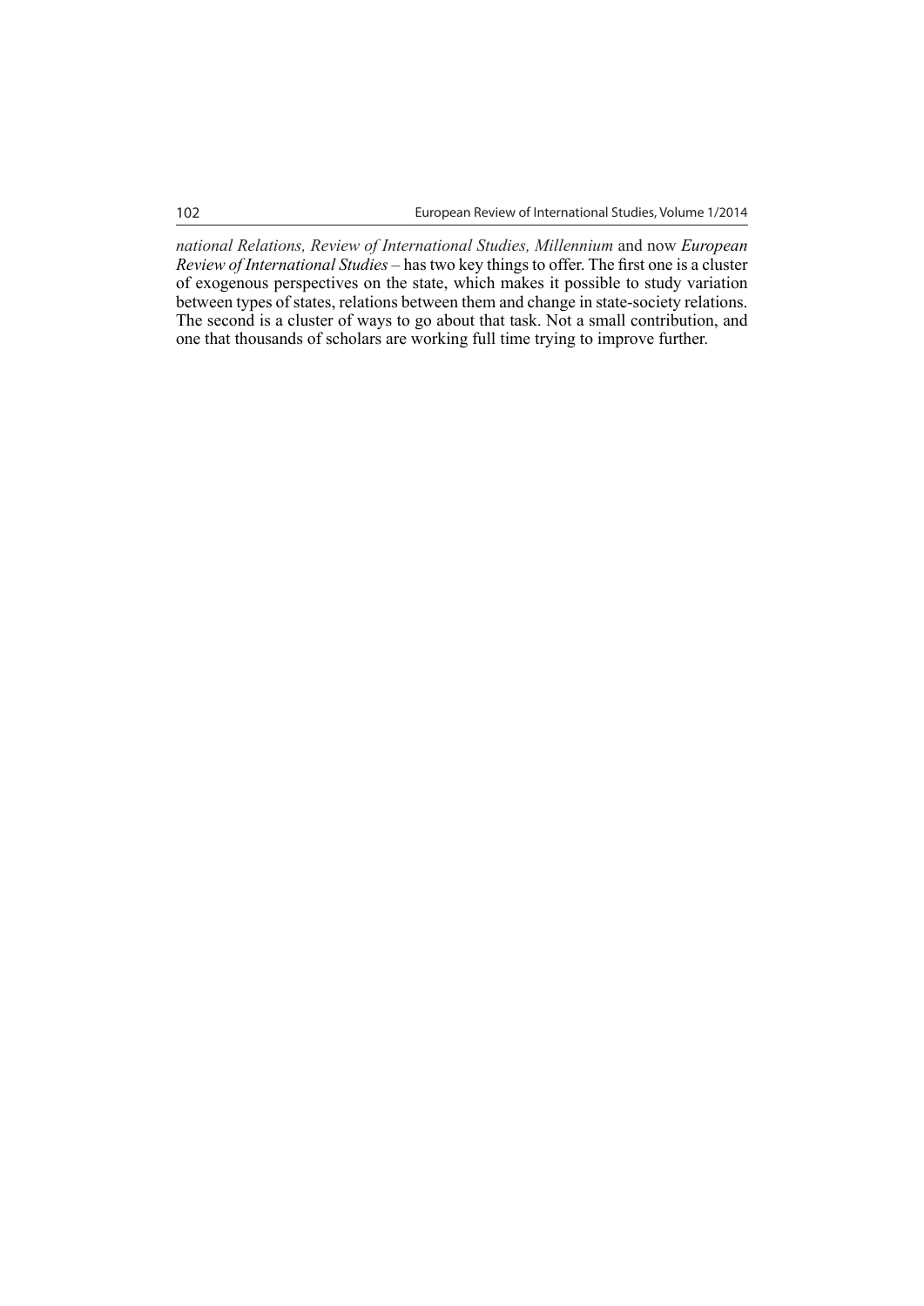*national Relations, Review of International Studies, Millennium* and now *European Review of International Studies* – has two key things to offer. The first one is a cluster of exogenous perspectives on the state, which makes it possible to study variation between types of states, relations between them and change in state-society relations. The second is a cluster of ways to go about that task. Not a small contribution, and one that thousands of scholars are working full time trying to improve further.